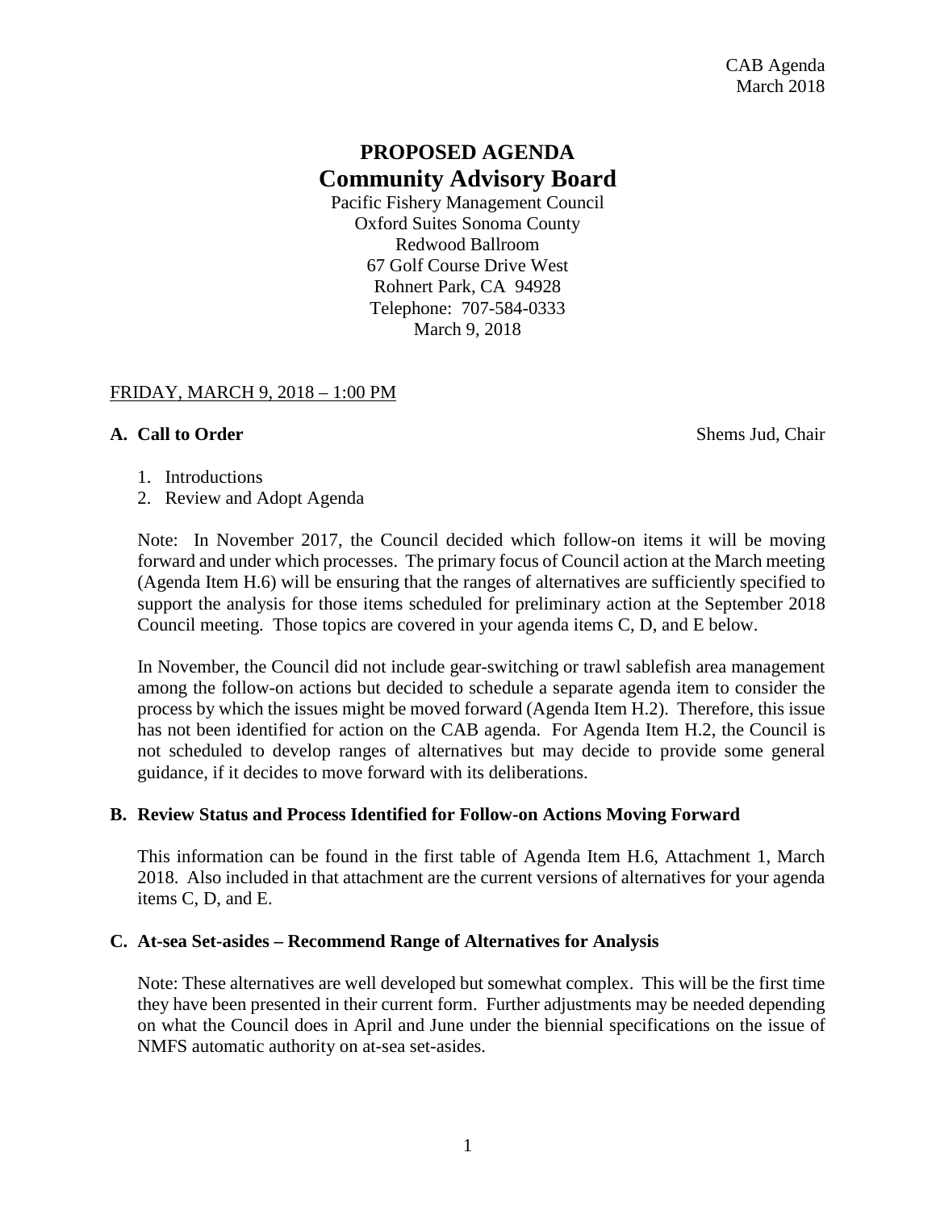CAB Agenda
March 2018

# PROPOSED AGENDA
# Community Advisory Board

Pacific Fishery Management Council
Oxford Suites Sonoma County
Redwood Ballroom
67 Golf Course Drive West
Rohnert Park, CA 94928
Telephone: 707-584-0333
March 9, 2018

FRIDAY, MARCH 9, 2018 – 1:00 PM

**A. Call to Order** Shems Jud, Chair

1. Introductions
2. Review and Adopt Agenda

Note: In November 2017, the Council decided which follow-on items it will be moving forward and under which processes. The primary focus of Council action at the March meeting (Agenda Item H.6) will be ensuring that the ranges of alternatives are sufficiently specified to support the analysis for those items scheduled for preliminary action at the September 2018 Council meeting. Those topics are covered in your agenda items C, D, and E below.

In November, the Council did not include gear-switching or trawl sablefish area management among the follow-on actions but decided to schedule a separate agenda item to consider the process by which the issues might be moved forward (Agenda Item H.2). Therefore, this issue has not been identified for action on the CAB agenda. For Agenda Item H.2, the Council is not scheduled to develop ranges of alternatives but may decide to provide some general guidance, if it decides to move forward with its deliberations.

**B. Review Status and Process Identified for Follow-on Actions Moving Forward**

This information can be found in the first table of Agenda Item H.6, Attachment 1, March 2018. Also included in that attachment are the current versions of alternatives for your agenda items C, D, and E.

**C. At-sea Set-asides – Recommend Range of Alternatives for Analysis**

Note: These alternatives are well developed but somewhat complex. This will be the first time they have been presented in their current form. Further adjustments may be needed depending on what the Council does in April and June under the biennial specifications on the issue of NMFS automatic authority on at-sea set-asides.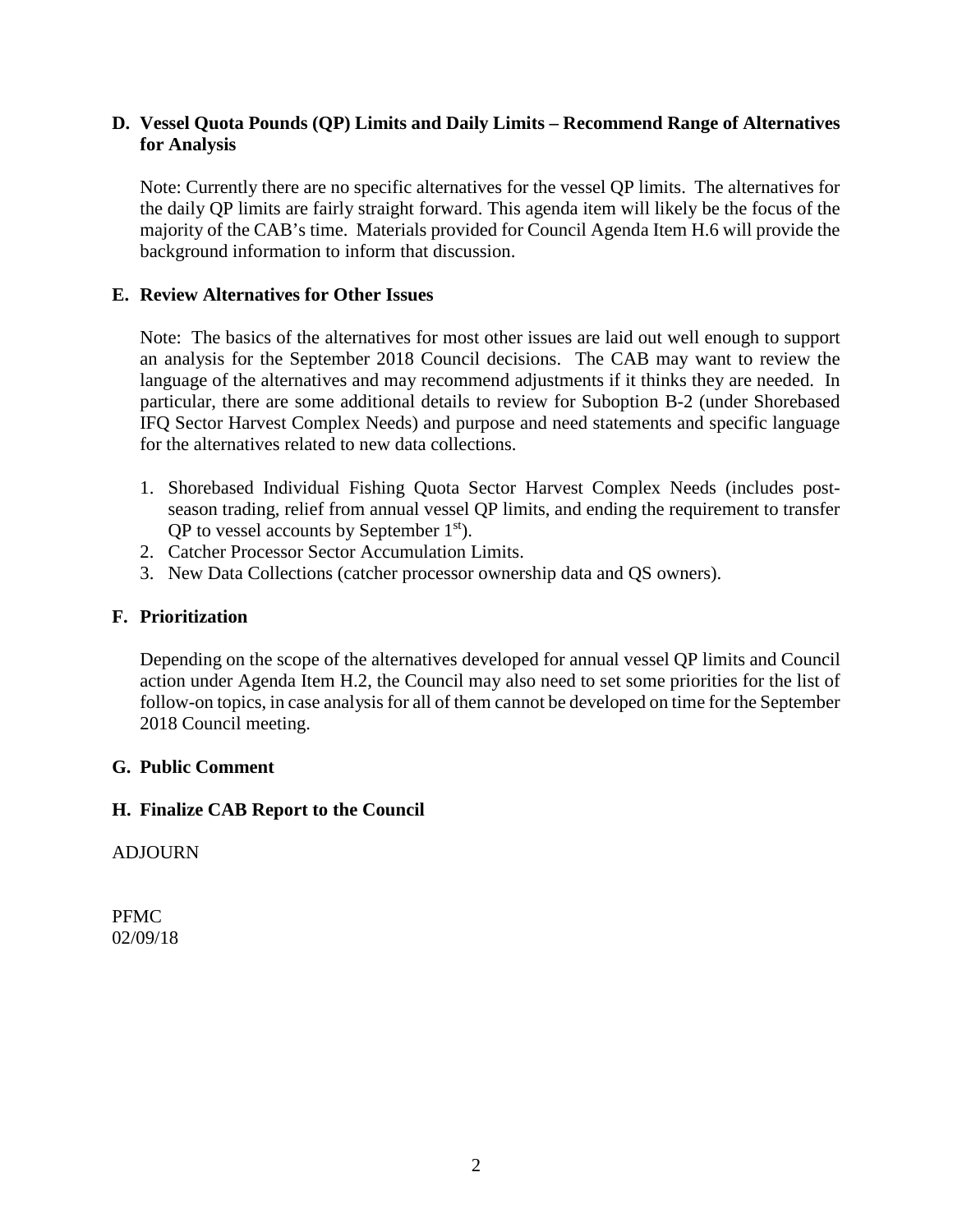**D. Vessel Quota Pounds (QP) Limits and Daily Limits – Recommend Range of Alternatives for Analysis**

Note: Currently there are no specific alternatives for the vessel QP limits. The alternatives for the daily QP limits are fairly straight forward. This agenda item will likely be the focus of the majority of the CAB's time. Materials provided for Council Agenda Item H.6 will provide the background information to inform that discussion.

**E. Review Alternatives for Other Issues**

Note: The basics of the alternatives for most other issues are laid out well enough to support an analysis for the September 2018 Council decisions. The CAB may want to review the language of the alternatives and may recommend adjustments if it thinks they are needed. In particular, there are some additional details to review for Suboption B-2 (under Shorebased IFQ Sector Harvest Complex Needs) and purpose and need statements and specific language for the alternatives related to new data collections.

1. Shorebased Individual Fishing Quota Sector Harvest Complex Needs (includes post-season trading, relief from annual vessel QP limits, and ending the requirement to transfer QP to vessel accounts by September 1st).
2. Catcher Processor Sector Accumulation Limits.
3. New Data Collections (catcher processor ownership data and QS owners).

**F. Prioritization**

Depending on the scope of the alternatives developed for annual vessel QP limits and Council action under Agenda Item H.2, the Council may also need to set some priorities for the list of follow-on topics, in case analysis for all of them cannot be developed on time for the September 2018 Council meeting.

**G. Public Comment**

**H. Finalize CAB Report to the Council**

ADJOURN

PFMC
02/09/18